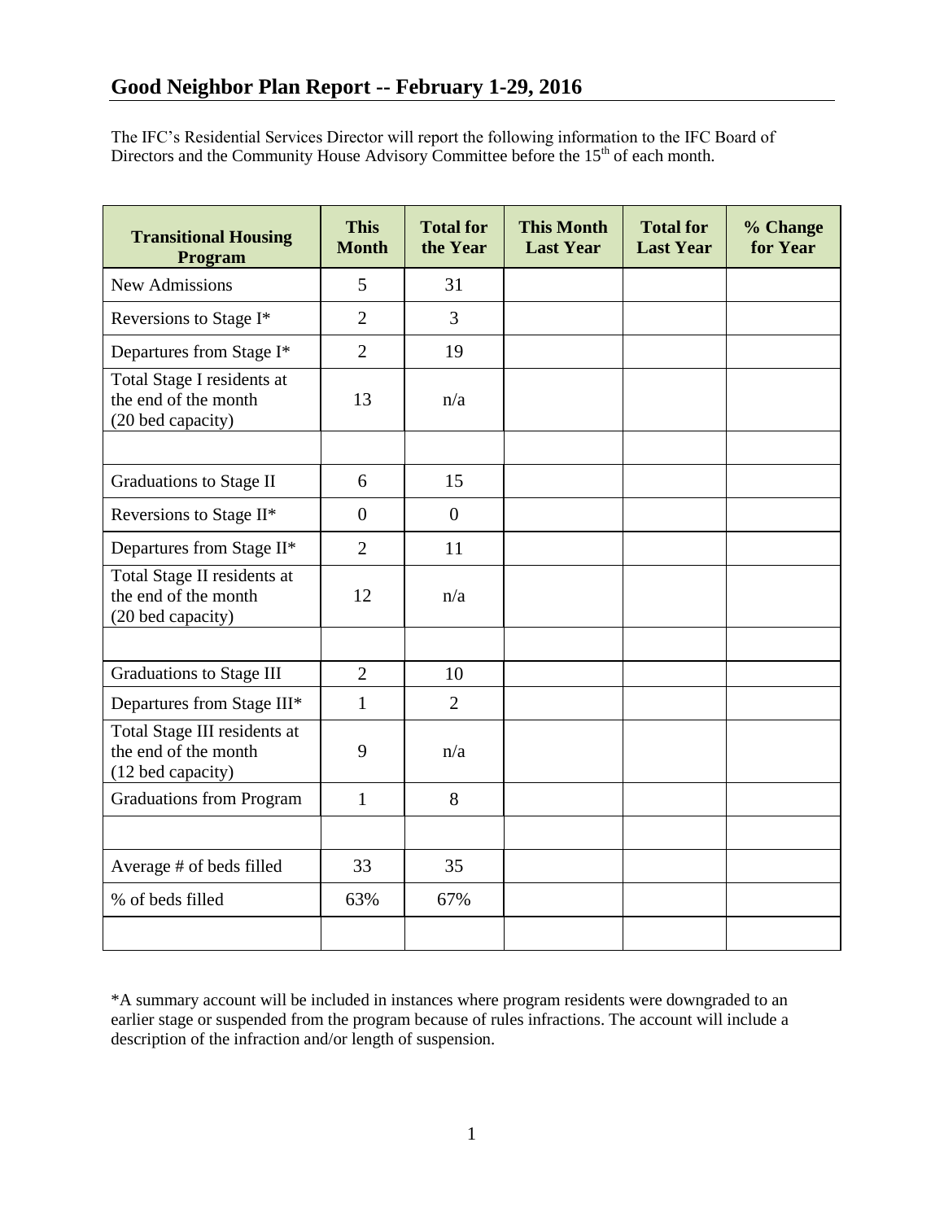# Good Neighbor Plan Report -- February 1-29, 2016

The IFC's Residential Services Director will report the following information to the IFC Board of Directors and the Community House Advisory Committee before the 15th of each month.

| Transitional Housing Program | This Month | Total for the Year | This Month Last Year | Total for Last Year | % Change for Year |
|---|---|---|---|---|---|
| New Admissions | 5 | 31 | | | |
| Reversions to Stage I* | 2 | 3 | | | |
| Departures from Stage I* | 2 | 19 | | | |
| Total Stage I residents at the end of the month (20 bed capacity) | 13 | n/a | | | |
| | | | | | |
| Graduations to Stage II | 6 | 15 | | | |
| Reversions to Stage II* | 0 | 0 | | | |
| Departures from Stage II* | 2 | 11 | | | |
| Total Stage II residents at the end of the month (20 bed capacity) | 12 | n/a | | | |
| | | | | | |
| Graduations to Stage III | 2 | 10 | | | |
| Departures from Stage III* | 1 | 2 | | | |
| Total Stage III residents at the end of the month (12 bed capacity) | 9 | n/a | | | |
| Graduations from Program | 1 | 8 | | | |
| | | | | | |
| Average # of beds filled | 33 | 35 | | | |
| % of beds filled | 63% | 67% | | | |
| | | | | | |

*A summary account will be included in instances where program residents were downgraded to an earlier stage or suspended from the program because of rules infractions. The account will include a description of the infraction and/or length of suspension.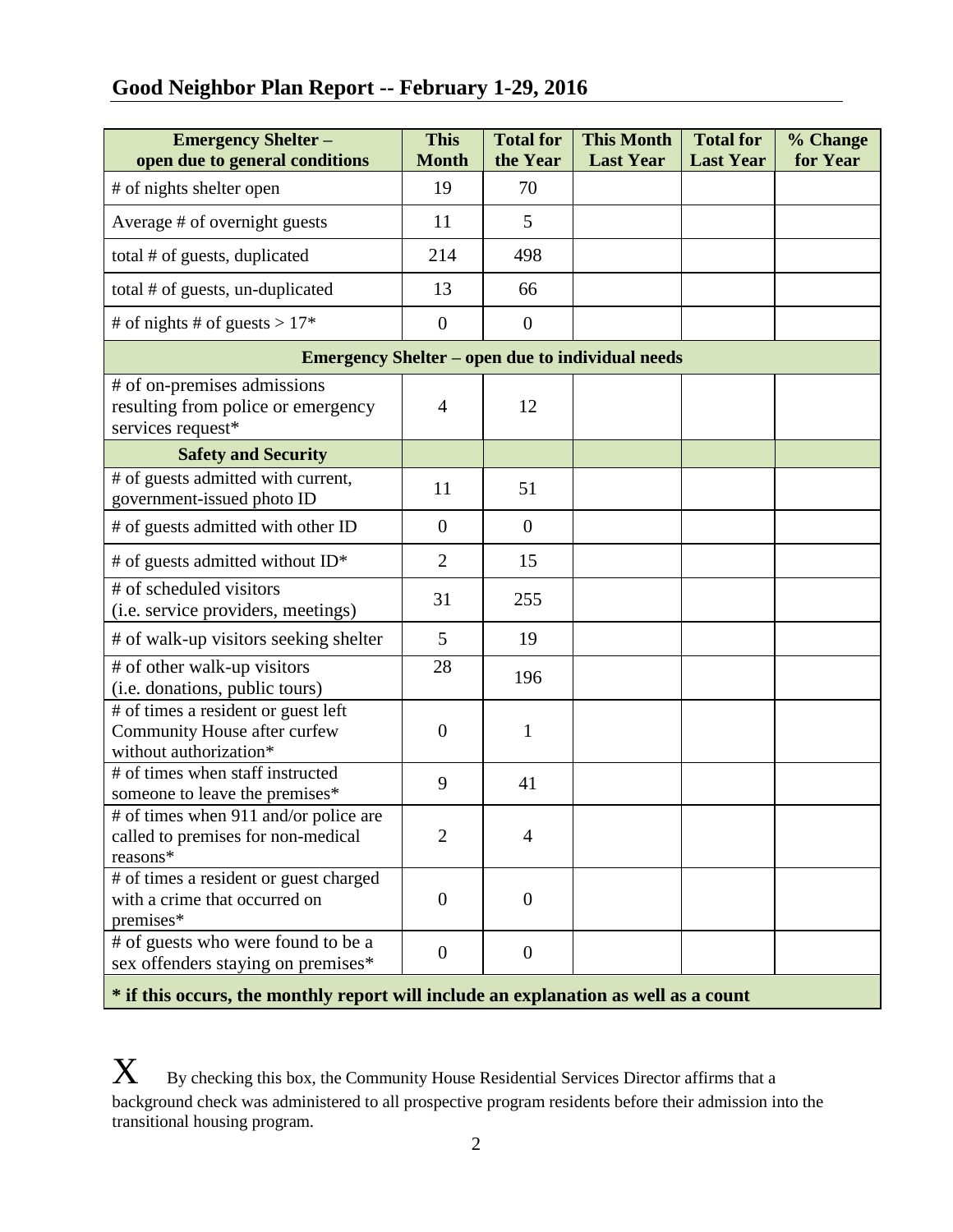## Good Neighbor Plan Report -- February 1-29, 2016

| Emergency Shelter – open due to general conditions | This Month | Total for the Year | This Month Last Year | Total for Last Year | % Change for Year |
|---|---|---|---|---|---|
| # of nights shelter open | 19 | 70 | | | |
| Average # of overnight guests | 11 | 5 | | | |
| total # of guests, duplicated | 214 | 498 | | | |
| total # of guests, un-duplicated | 13 | 66 | | | |
| # of nights # of guests > 17* | 0 | 0 | | | |
| **Emergency Shelter – open due to individual needs** | | | | | |
| # of on-premises admissions resulting from police or emergency services request* | 4 | 12 | | | |
| **Safety and Security** | | | | | |
| # of guests admitted with current, government-issued photo ID | 11 | 51 | | | |
| # of guests admitted with other ID | 0 | 0 | | | |
| # of guests admitted without ID* | 2 | 15 | | | |
| # of scheduled visitors (i.e. service providers, meetings) | 31 | 255 | | | |
| # of walk-up visitors seeking shelter | 5 | 19 | | | |
| # of other walk-up visitors (i.e. donations, public tours) | 28 | 196 | | | |
| # of times a resident or guest left Community House after curfew without authorization* | 0 | 1 | | | |
| # of times when staff instructed someone to leave the premises* | 9 | 41 | | | |
| # of times when 911 and/or police are called to premises for non-medical reasons* | 2 | 4 | | | |
| # of times a resident or guest charged with a crime that occurred on premises* | 0 | 0 | | | |
| # of guests who were found to be a sex offenders staying on premises* | 0 | 0 | | | |
| **\* if this occurs, the monthly report will include an explanation as well as a count** | | | | | |

X By checking this box, the Community House Residential Services Director affirms that a background check was administered to all prospective program residents before their admission into the transitional housing program.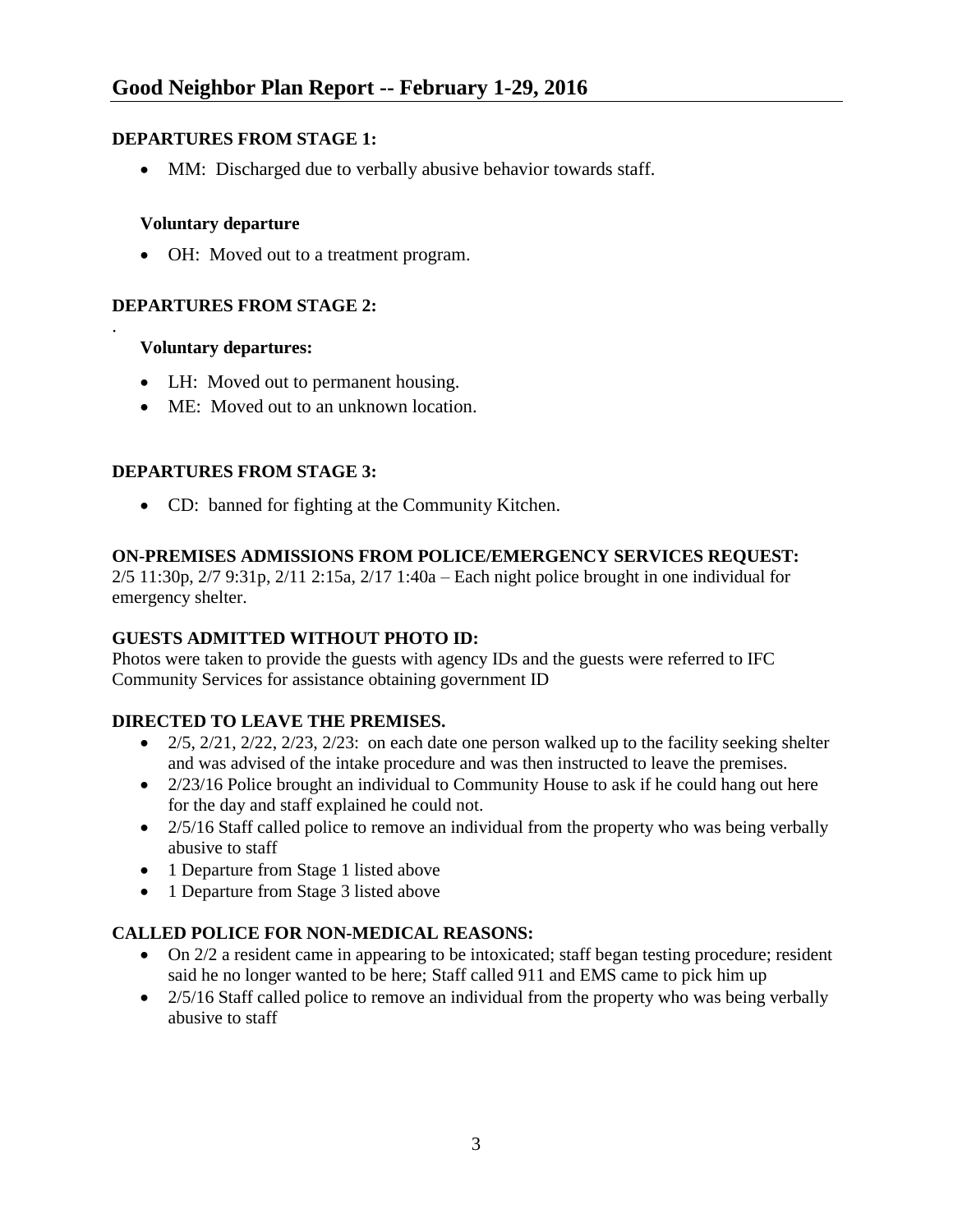## Good Neighbor Plan Report -- February 1-29, 2016

**DEPARTURES FROM STAGE 1:**

- MM: Discharged due to verbally abusive behavior towards staff.

**Voluntary departure**

- OH: Moved out to a treatment program.

**DEPARTURES FROM STAGE 2:**

.

**Voluntary departures:**

- LH: Moved out to permanent housing.
- ME: Moved out to an unknown location.

**DEPARTURES FROM STAGE 3:**

- CD: banned for fighting at the Community Kitchen.

**ON-PREMISES ADMISSIONS FROM POLICE/EMERGENCY SERVICES REQUEST:**
2/5 11:30p, 2/7 9:31p, 2/11 2:15a, 2/17 1:40a – Each night police brought in one individual for emergency shelter.

**GUESTS ADMITTED WITHOUT PHOTO ID:**
Photos were taken to provide the guests with agency IDs and the guests were referred to IFC Community Services for assistance obtaining government ID

**DIRECTED TO LEAVE THE PREMISES.**

- 2/5, 2/21, 2/22, 2/23, 2/23: on each date one person walked up to the facility seeking shelter and was advised of the intake procedure and was then instructed to leave the premises.
- 2/23/16 Police brought an individual to Community House to ask if he could hang out here for the day and staff explained he could not.
- 2/5/16 Staff called police to remove an individual from the property who was being verbally abusive to staff
- 1 Departure from Stage 1 listed above
- 1 Departure from Stage 3 listed above

**CALLED POLICE FOR NON-MEDICAL REASONS:**

- On 2/2 a resident came in appearing to be intoxicated; staff began testing procedure; resident said he no longer wanted to be here; Staff called 911 and EMS came to pick him up
- 2/5/16 Staff called police to remove an individual from the property who was being verbally abusive to staff